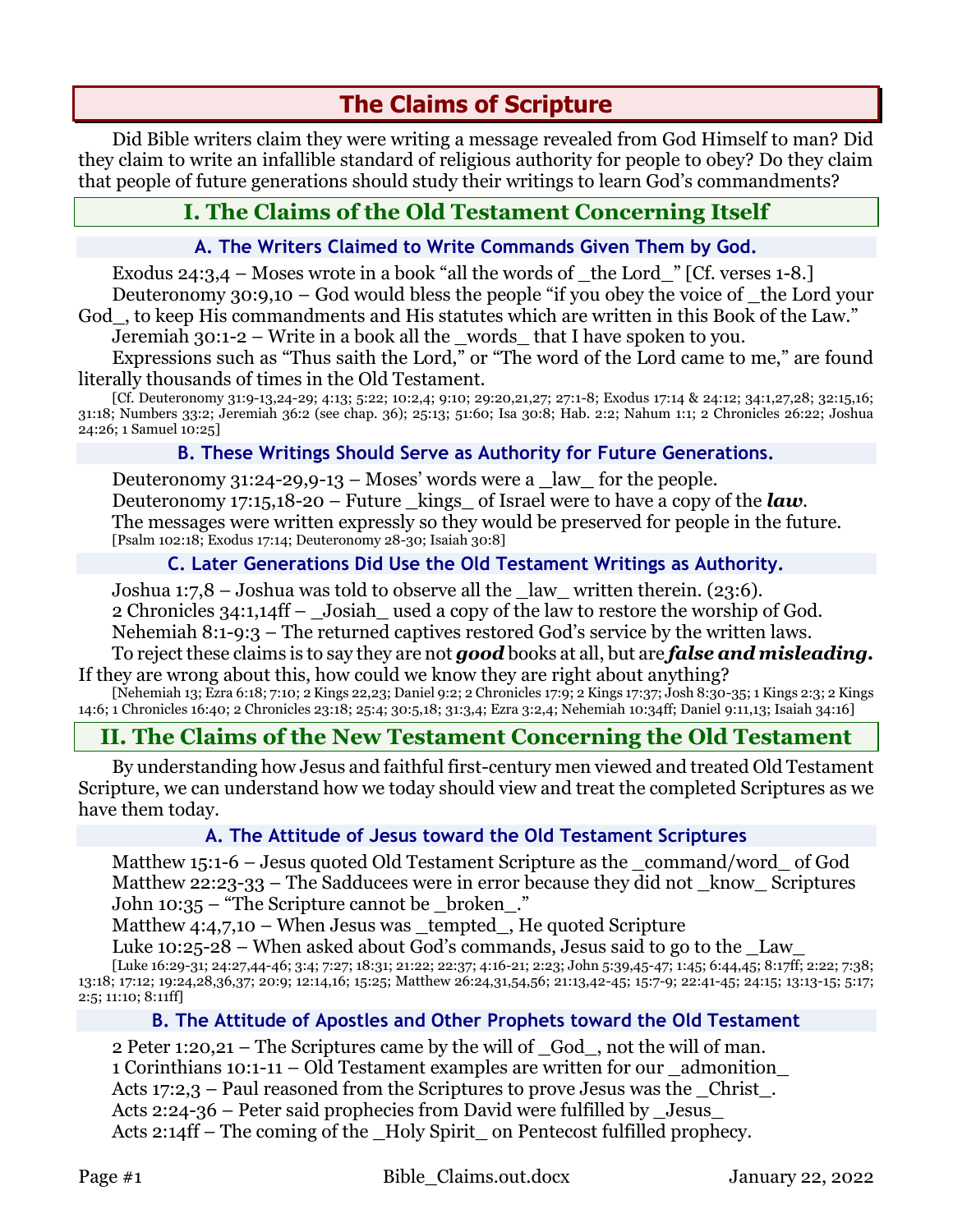# The Claims of Scripture

Did Bible writers claim they were writing a message revealed from God Himself to man? Did they claim to write an infallible standard of religious authority for people to obey? Do they claim that people of future generations should study their writings to learn God's commandments?

## I. The Claims of the Old Testament Concerning Itself

### A. The Writers Claimed to Write Commands Given Them by God.

Exodus 24:3,4 – Moses wrote in a book "all the words of _the Lord_" [Cf. verses 1-8.]

Deuteronomy 30:9,10 – God would bless the people "if you obey the voice of _the Lord your God_, to keep His commandments and His statutes which are written in this Book of the Law."

Jeremiah 30:1-2 – Write in a book all the _words_ that I have spoken to you.

Expressions such as "Thus saith the Lord," or "The word of the Lord came to me," are found literally thousands of times in the Old Testament.

[Cf. Deuteronomy 31:9-13,24-29; 4:13; 5:22; 10:2,4; 9:10; 29:20,21,27; 27:1-8; Exodus 17:14 & 24:12; 34:1,27,28; 32:15,16; 31:18; Numbers 33:2; Jeremiah 36:2 (see chap. 36); 25:13; 51:60; Isa 30:8; Hab. 2:2; Nahum 1:1; 2 Chronicles 26:22; Joshua 24:26; 1 Samuel 10:25]

### B. These Writings Should Serve as Authority for Future Generations.

Deuteronomy 31:24-29,9-13 – Moses' words were a _law_ for the people.

Deuteronomy 17:15,18-20 – Future _kings_ of Israel were to have a copy of the ***law***.

The messages were written expressly so they would be preserved for people in the future.

[Psalm 102:18; Exodus 17:14; Deuteronomy 28-30; Isaiah 30:8]

### C. Later Generations Did Use the Old Testament Writings as Authority.

Joshua 1:7,8 – Joshua was told to observe all the _law_ written therein. (23:6).

2 Chronicles 34:1,14ff – _Josiah_ used a copy of the law to restore the worship of God.

Nehemiah 8:1-9:3 – The returned captives restored God's service by the written laws.

To reject these claims is to say they are not ***good*** books at all, but are ***false and misleading.*** If they are wrong about this, how could we know they are right about anything?

[Nehemiah 13; Ezra 6:18; 7:10; 2 Kings 22,23; Daniel 9:2; 2 Chronicles 17:9; 2 Kings 17:37; Josh 8:30-35; 1 Kings 2:3; 2 Kings 14:6; 1 Chronicles 16:40; 2 Chronicles 23:18; 25:4; 30:5,18; 31:3,4; Ezra 3:2,4; Nehemiah 10:34ff; Daniel 9:11,13; Isaiah 34:16]

## II. The Claims of the New Testament Concerning the Old Testament

By understanding how Jesus and faithful first-century men viewed and treated Old Testament Scripture, we can understand how we today should view and treat the completed Scriptures as we have them today.

### A. The Attitude of Jesus toward the Old Testament Scriptures

Matthew 15:1-6 – Jesus quoted Old Testament Scripture as the _command/word_ of God

Matthew 22:23-33 – The Sadducees were in error because they did not _know_ Scriptures

John 10:35 – "The Scripture cannot be _broken_."

Matthew 4:4,7,10 – When Jesus was _tempted_, He quoted Scripture

Luke 10:25-28 – When asked about God's commands, Jesus said to go to the _Law_

[Luke 16:29-31; 24:27,44-46; 3:4; 7:27; 18:31; 21:22; 22:37; 4:16-21; 2:23; John 5:39,45-47; 1:45; 6:44,45; 8:17ff; 2:22; 7:38; 13:18; 17:12; 19:24,28,36,37; 20:9; 12:14,16; 15:25; Matthew 26:24,31,54,56; 21:13,42-45; 15:7-9; 22:41-45; 24:15; 13:13-15; 5:17; 2:5; 11:10; 8:11ff]

### B. The Attitude of Apostles and Other Prophets toward the Old Testament

2 Peter 1:20,21 – The Scriptures came by the will of _God_, not the will of man.

1 Corinthians 10:1-11 – Old Testament examples are written for our _admonition_

Acts 17:2,3 – Paul reasoned from the Scriptures to prove Jesus was the _Christ_.

Acts 2:24-36 – Peter said prophecies from David were fulfilled by _Jesus_

Acts 2:14ff – The coming of the _Holy Spirit_ on Pentecost fulfilled prophecy.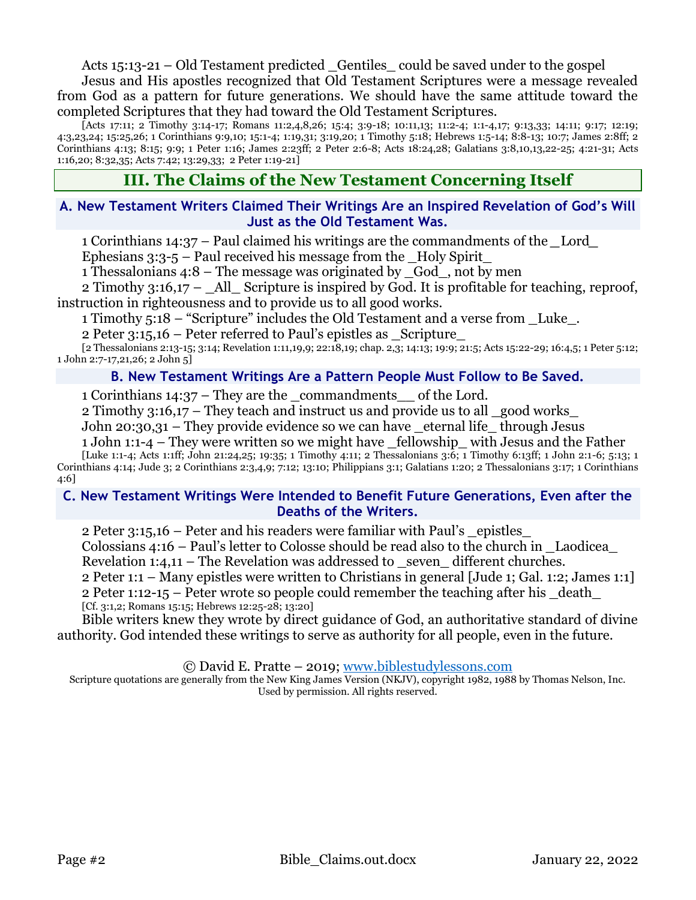Acts 15:13-21 – Old Testament predicted _Gentiles_ could be saved under to the gospel

Jesus and His apostles recognized that Old Testament Scriptures were a message revealed from God as a pattern for future generations. We should have the same attitude toward the completed Scriptures that they had toward the Old Testament Scriptures.

[Acts 17:11; 2 Timothy 3:14-17; Romans 11:2,4,8,26; 15:4; 3:9-18; 10:11,13; 11:2-4; 1:1-4,17; 9:13,33; 14:11; 9:17; 12:19; 4:3,23,24; 15:25,26; 1 Corinthians 9:9,10; 15:1-4; 1:19,31; 3:19,20; 1 Timothy 5:18; Hebrews 1:5-14; 8:8-13; 10:7; James 2:8ff; 2 Corinthians 4:13; 8:15; 9:9; 1 Peter 1:16; James 2:23ff; 2 Peter 2:6-8; Acts 18:24,28; Galatians 3:8,10,13,22-25; 4:21-31; Acts 1:16,20; 8:32,35; Acts 7:42; 13:29,33; 2 Peter 1:19-21]

## III. The Claims of the New Testament Concerning Itself

### A. New Testament Writers Claimed Their Writings Are an Inspired Revelation of God's Will Just as the Old Testament Was.

1 Corinthians 14:37 – Paul claimed his writings are the commandments of the _Lord_

Ephesians 3:3-5 – Paul received his message from the _Holy Spirit_

1 Thessalonians 4:8 – The message was originated by _God_, not by men

2 Timothy 3:16,17 – _All_ Scripture is inspired by God. It is profitable for teaching, reproof, instruction in righteousness and to provide us to all good works.

1 Timothy 5:18 – "Scripture" includes the Old Testament and a verse from _Luke_.

2 Peter 3:15,16 – Peter referred to Paul's epistles as _Scripture_

[2 Thessalonians 2:13-15; 3:14; Revelation 1:11,19,9; 22:18,19; chap. 2,3; 14:13; 19:9; 21:5; Acts 15:22-29; 16:4,5; 1 Peter 5:12; 1 John 2:7-17,21,26; 2 John 5]

### B. New Testament Writings Are a Pattern People Must Follow to Be Saved.

1 Corinthians 14:37 – They are the _commandments__ of the Lord.

2 Timothy 3:16,17 – They teach and instruct us and provide us to all _good works_

John 20:30,31 – They provide evidence so we can have _eternal life_ through Jesus

1 John 1:1-4 – They were written so we might have _fellowship_ with Jesus and the Father

[Luke 1:1-4; Acts 1:1ff; John 21:24,25; 19:35; 1 Timothy 4:11; 2 Thessalonians 3:6; 1 Timothy 6:13ff; 1 John 2:1-6; 5:13; 1 Corinthians 4:14; Jude 3; 2 Corinthians 2:3,4,9; 7:12; 13:10; Philippians 3:1; Galatians 1:20; 2 Thessalonians 3:17; 1 Corinthians 4:6]

### C. New Testament Writings Were Intended to Benefit Future Generations, Even after the Deaths of the Writers.

2 Peter 3:15,16 – Peter and his readers were familiar with Paul's _epistles_

Colossians 4:16 – Paul's letter to Colosse should be read also to the church in _Laodicea_

Revelation 1:4,11 – The Revelation was addressed to _seven_ different churches.

2 Peter 1:1 – Many epistles were written to Christians in general [Jude 1; Gal. 1:2; James 1:1]

2 Peter 1:12-15 – Peter wrote so people could remember the teaching after his _death_

[Cf. 3:1,2; Romans 15:15; Hebrews 12:25-28; 13:20]

Bible writers knew they wrote by direct guidance of God, an authoritative standard of divine authority. God intended these writings to serve as authority for all people, even in the future.

© David E. Pratte – 2019; www.biblestudylessons.com

Scripture quotations are generally from the New King James Version (NKJV), copyright 1982, 1988 by Thomas Nelson, Inc. Used by permission. All rights reserved.